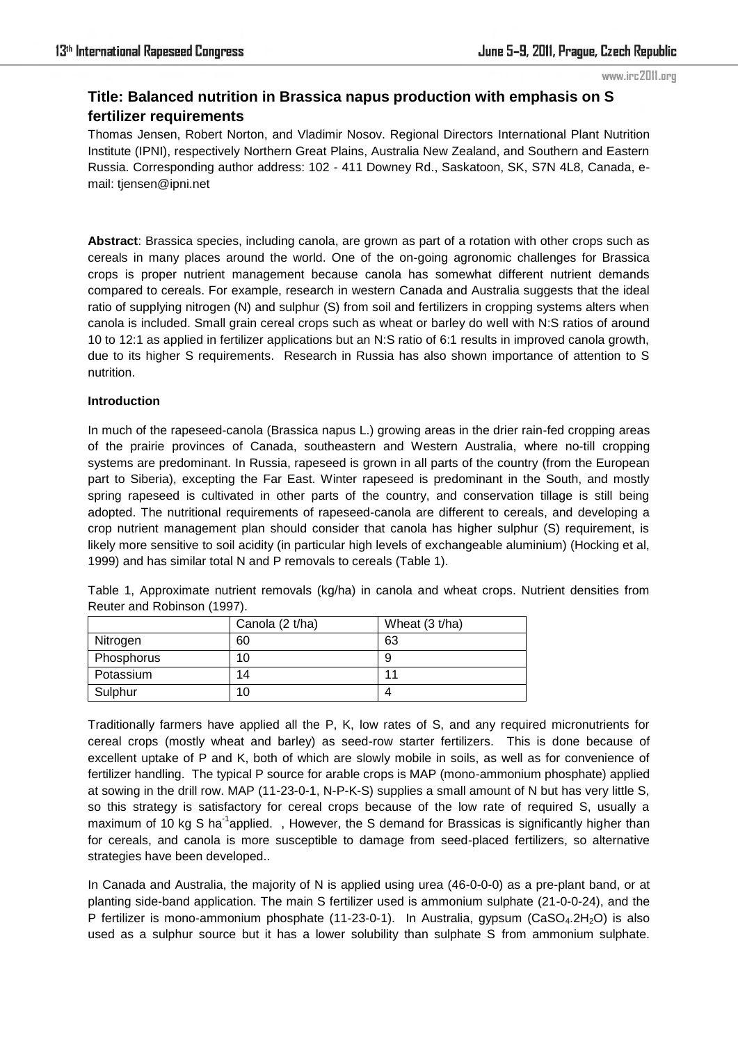# Title: Balanced nutrition in Brassica napus production with emphasis on S fertilizer requirements

Thomas Jensen, Robert Norton, and Vladimir Nosov. Regional Directors International Plant Nutrition Institute (IPNI), respectively Northern Great Plains, Australia New Zealand, and Southern and Eastern Russia. Corresponding author address: 102 - 411 Downey Rd., Saskatoon, SK, S7N 4L8, Canada, e-mail: tjensen@ipni.net

**Abstract**: Brassica species, including canola, are grown as part of a rotation with other crops such as cereals in many places around the world. One of the on-going agronomic challenges for Brassica crops is proper nutrient management because canola has somewhat different nutrient demands compared to cereals. For example, research in western Canada and Australia suggests that the ideal ratio of supplying nitrogen (N) and sulphur (S) from soil and fertilizers in cropping systems alters when canola is included. Small grain cereal crops such as wheat or barley do well with N:S ratios of around 10 to 12:1 as applied in fertilizer applications but an N:S ratio of 6:1 results in improved canola growth, due to its higher S requirements. Research in Russia has also shown importance of attention to S nutrition.

**Introduction**

In much of the rapeseed-canola (Brassica napus L.) growing areas in the drier rain-fed cropping areas of the prairie provinces of Canada, southeastern and Western Australia, where no-till cropping systems are predominant. In Russia, rapeseed is grown in all parts of the country (from the European part to Siberia), excepting the Far East. Winter rapeseed is predominant in the South, and mostly spring rapeseed is cultivated in other parts of the country, and conservation tillage is still being adopted. The nutritional requirements of rapeseed-canola are different to cereals, and developing a crop nutrient management plan should consider that canola has higher sulphur (S) requirement, is likely more sensitive to soil acidity (in particular high levels of exchangeable aluminium) (Hocking et al, 1999) and has similar total N and P removals to cereals (Table 1).

Table 1, Approximate nutrient removals (kg/ha) in canola and wheat crops. Nutrient densities from Reuter and Robinson (1997).

| | Canola (2 t/ha) | Wheat (3 t/ha) |
|---|---|---|
| Nitrogen | 60 | 63 |
| Phosphorus | 10 | 9 |
| Potassium | 14 | 11 |
| Sulphur | 10 | 4 |

Traditionally farmers have applied all the P, K, low rates of S, and any required micronutrients for cereal crops (mostly wheat and barley) as seed-row starter fertilizers. This is done because of excellent uptake of P and K, both of which are slowly mobile in soils, as well as for convenience of fertilizer handling. The typical P source for arable crops is MAP (mono-ammonium phosphate) applied at sowing in the drill row. MAP (11-23-0-1, N-P-K-S) supplies a small amount of N but has very little S, so this strategy is satisfactory for cereal crops because of the low rate of required S, usually a maximum of 10 kg S ha$^{-1}$applied. , However, the S demand for Brassicas is significantly higher than for cereals, and canola is more susceptible to damage from seed-placed fertilizers, so alternative strategies have been developed..

In Canada and Australia, the majority of N is applied using urea (46-0-0-0) as a pre-plant band, or at planting side-band application. The main S fertilizer used is ammonium sulphate (21-0-0-24), and the P fertilizer is mono-ammonium phosphate (11-23-0-1). In Australia, gypsum ($CaSO_4.2H_2O$) is also used as a sulphur source but it has a lower solubility than sulphate S from ammonium sulphate.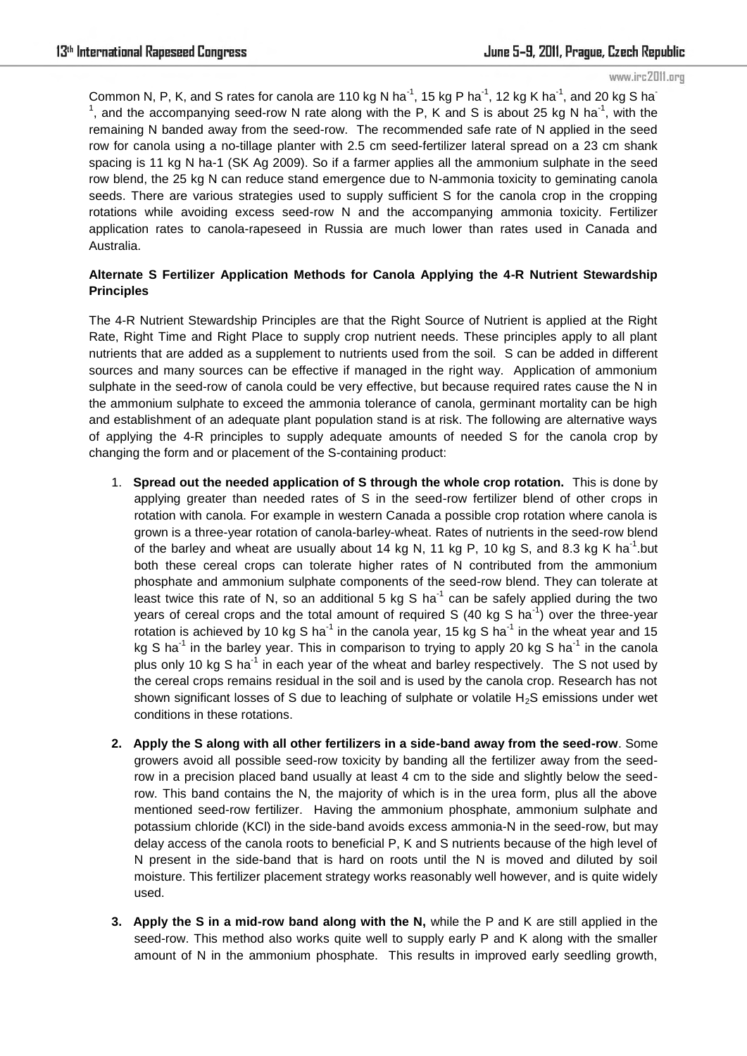Common N, P, K, and S rates for canola are 110 kg N ha$^{-1}$, 15 kg P ha$^{-1}$, 12 kg K ha$^{-1}$, and 20 kg S ha$^{-1}$, and the accompanying seed-row N rate along with the P, K and S is about 25 kg N ha$^{-1}$, with the remaining N banded away from the seed-row. The recommended safe rate of N applied in the seed row for canola using a no-tillage planter with 2.5 cm seed-fertilizer lateral spread on a 23 cm shank spacing is 11 kg N ha-1 (SK Ag 2009). So if a farmer applies all the ammonium sulphate in the seed row blend, the 25 kg N can reduce stand emergence due to N-ammonia toxicity to geminating canola seeds. There are various strategies used to supply sufficient S for the canola crop in the cropping rotations while avoiding excess seed-row N and the accompanying ammonia toxicity. Fertilizer application rates to canola-rapeseed in Russia are much lower than rates used in Canada and Australia.

**Alternate S Fertilizer Application Methods for Canola Applying the 4-R Nutrient Stewardship Principles**

The 4-R Nutrient Stewardship Principles are that the Right Source of Nutrient is applied at the Right Rate, Right Time and Right Place to supply crop nutrient needs. These principles apply to all plant nutrients that are added as a supplement to nutrients used from the soil. S can be added in different sources and many sources can be effective if managed in the right way. Application of ammonium sulphate in the seed-row of canola could be very effective, but because required rates cause the N in the ammonium sulphate to exceed the ammonia tolerance of canola, germinant mortality can be high and establishment of an adequate plant population stand is at risk. The following are alternative ways of applying the 4-R principles to supply adequate amounts of needed S for the canola crop by changing the form and or placement of the S-containing product:

1. **Spread out the needed application of S through the whole crop rotation.** This is done by applying greater than needed rates of S in the seed-row fertilizer blend of other crops in rotation with canola. For example in western Canada a possible crop rotation where canola is grown is a three-year rotation of canola-barley-wheat. Rates of nutrients in the seed-row blend of the barley and wheat are usually about 14 kg N, 11 kg P, 10 kg S, and 8.3 kg K ha$^{-1}$.but both these cereal crops can tolerate higher rates of N contributed from the ammonium phosphate and ammonium sulphate components of the seed-row blend. They can tolerate at least twice this rate of N, so an additional 5 kg S ha$^{-1}$ can be safely applied during the two years of cereal crops and the total amount of required S (40 kg S ha$^{-1}$) over the three-year rotation is achieved by 10 kg S ha$^{-1}$ in the canola year, 15 kg S ha$^{-1}$ in the wheat year and 15 kg S ha$^{-1}$ in the barley year. This in comparison to trying to apply 20 kg S ha$^{-1}$ in the canola plus only 10 kg S ha$^{-1}$ in each year of the wheat and barley respectively. The S not used by the cereal crops remains residual in the soil and is used by the canola crop. Research has not shown significant losses of S due to leaching of sulphate or volatile $H_2S$ emissions under wet conditions in these rotations.

2. **Apply the S along with all other fertilizers in a side-band away from the seed-row**. Some growers avoid all possible seed-row toxicity by banding all the fertilizer away from the seed-row in a precision placed band usually at least 4 cm to the side and slightly below the seed-row. This band contains the N, the majority of which is in the urea form, plus all the above mentioned seed-row fertilizer. Having the ammonium phosphate, ammonium sulphate and potassium chloride (KCl) in the side-band avoids excess ammonia-N in the seed-row, but may delay access of the canola roots to beneficial P, K and S nutrients because of the high level of N present in the side-band that is hard on roots until the N is moved and diluted by soil moisture. This fertilizer placement strategy works reasonably well however, and is quite widely used.

3. **Apply the S in a mid-row band along with the N,** while the P and K are still applied in the seed-row. This method also works quite well to supply early P and K along with the smaller amount of N in the ammonium phosphate. This results in improved early seedling growth,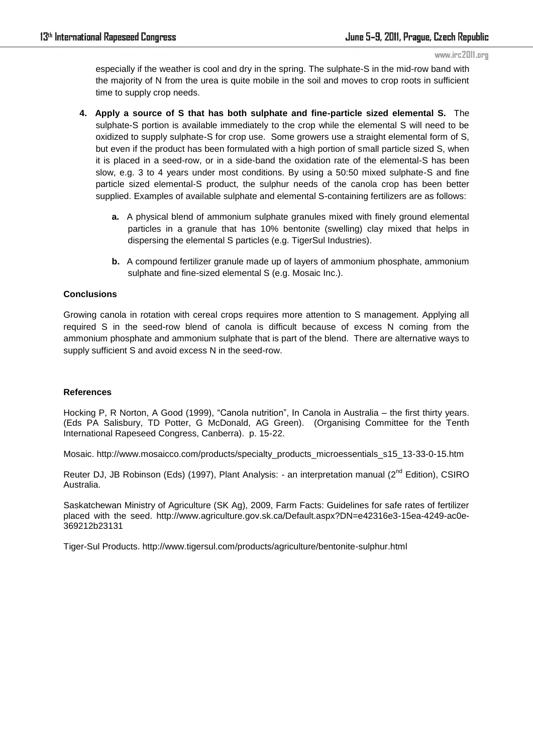especially if the weather is cool and dry in the spring. The sulphate-S in the mid-row band with the majority of N from the urea is quite mobile in the soil and moves to crop roots in sufficient time to supply crop needs.

4. **Apply a source of S that has both sulphate and fine-particle sized elemental S.** The sulphate-S portion is available immediately to the crop while the elemental S will need to be oxidized to supply sulphate-S for crop use. Some growers use a straight elemental form of S, but even if the product has been formulated with a high portion of small particle sized S, when it is placed in a seed-row, or in a side-band the oxidation rate of the elemental-S has been slow, e.g. 3 to 4 years under most conditions. By using a 50:50 mixed sulphate-S and fine particle sized elemental-S product, the sulphur needs of the canola crop has been better supplied. Examples of available sulphate and elemental S-containing fertilizers are as follows:

   **a.** A physical blend of ammonium sulphate granules mixed with finely ground elemental particles in a granule that has 10% bentonite (swelling) clay mixed that helps in dispersing the elemental S particles (e.g. TigerSul Industries).

   **b.** A compound fertilizer granule made up of layers of ammonium phosphate, ammonium sulphate and fine-sized elemental S (e.g. Mosaic Inc.).

## Conclusions

Growing canola in rotation with cereal crops requires more attention to S management. Applying all required S in the seed-row blend of canola is difficult because of excess N coming from the ammonium phosphate and ammonium sulphate that is part of the blend. There are alternative ways to supply sufficient S and avoid excess N in the seed-row.

## References

Hocking P, R Norton, A Good (1999), "Canola nutrition", In Canola in Australia – the first thirty years. (Eds PA Salisbury, TD Potter, G McDonald, AG Green). (Organising Committee for the Tenth International Rapeseed Congress, Canberra). p. 15-22.

Mosaic. http://www.mosaicco.com/products/specialty_products_microessentials_s15_13-33-0-15.htm

Reuter DJ, JB Robinson (Eds) (1997), Plant Analysis: - an interpretation manual (2nd Edition), CSIRO Australia.

Saskatchewan Ministry of Agriculture (SK Ag), 2009, Farm Facts: Guidelines for safe rates of fertilizer placed with the seed. http://www.agriculture.gov.sk.ca/Default.aspx?DN=e42316e3-15ea-4249-ac0e-369212b23131

Tiger-Sul Products. http://www.tigersul.com/products/agriculture/bentonite-sulphur.html